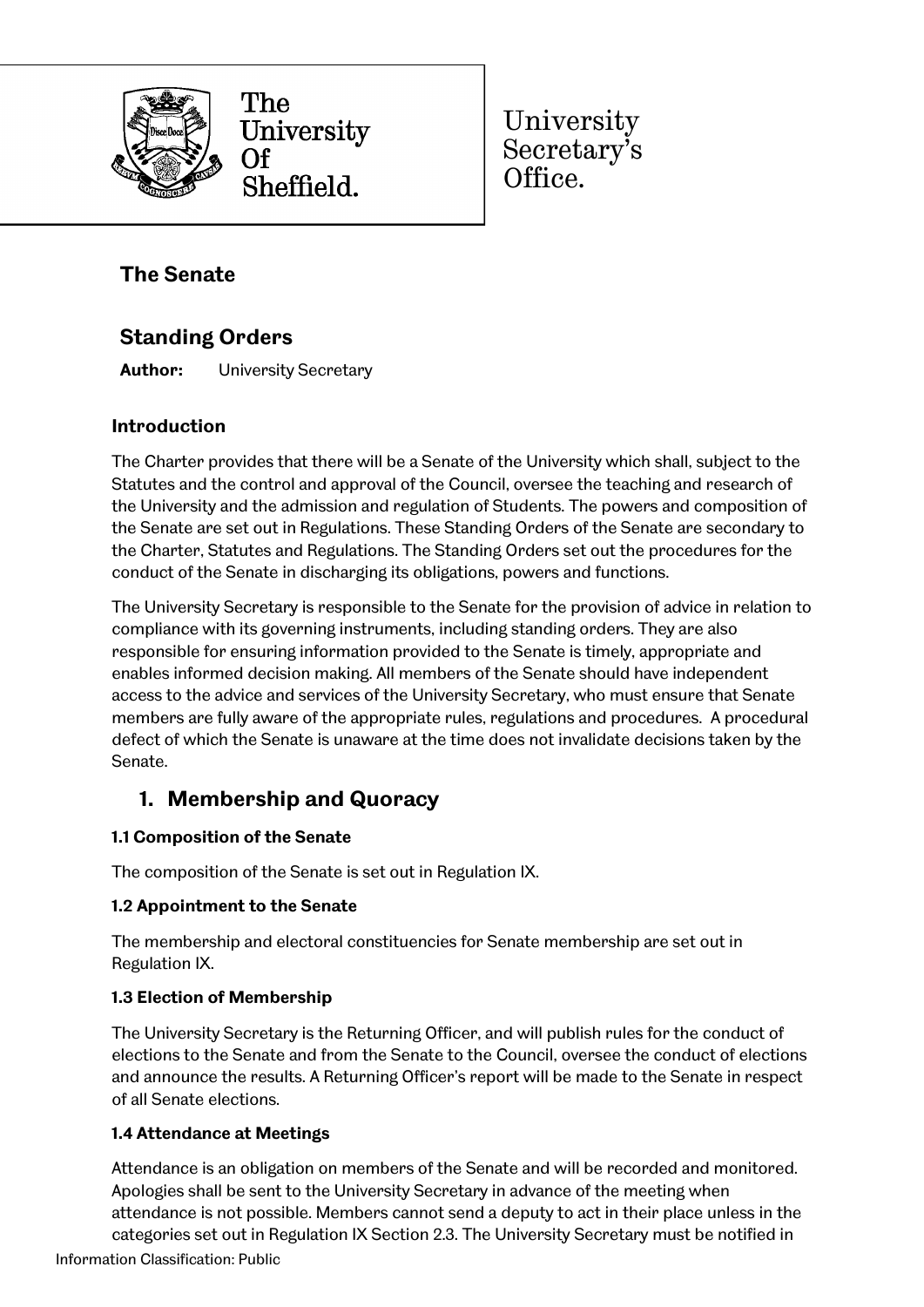The University Of Sheffield.

University Secretary's Office.

# The Senate

## Standing Orders

**Author:** University Secretary

### Introduction

The Charter provides that there will be a Senate of the University which shall, subject to the Statutes and the control and approval of the Council, oversee the teaching and research of the University and the admission and regulation of Students. The powers and composition of the Senate are set out in Regulations. These Standing Orders of the Senate are secondary to the Charter, Statutes and Regulations. The Standing Orders set out the procedures for the conduct of the Senate in discharging its obligations, powers and functions.

The University Secretary is responsible to the Senate for the provision of advice in relation to compliance with its governing instruments, including standing orders. They are also responsible for ensuring information provided to the Senate is timely, appropriate and enables informed decision making. All members of the Senate should have independent access to the advice and services of the University Secretary, who must ensure that Senate members are fully aware of the appropriate rules, regulations and procedures. A procedural defect of which the Senate is unaware at the time does not invalidate decisions taken by the Senate.

## 1. Membership and Quoracy

**1.1 Composition of the Senate**

The composition of the Senate is set out in Regulation IX.

**1.2 Appointment to the Senate**

The membership and electoral constituencies for Senate membership are set out in Regulation IX.

**1.3 Election of Membership**

The University Secretary is the Returning Officer, and will publish rules for the conduct of elections to the Senate and from the Senate to the Council, oversee the conduct of elections and announce the results. A Returning Officer's report will be made to the Senate in respect of all Senate elections.

**1.4 Attendance at Meetings**

Attendance is an obligation on members of the Senate and will be recorded and monitored. Apologies shall be sent to the University Secretary in advance of the meeting when attendance is not possible. Members cannot send a deputy to act in their place unless in the categories set out in Regulation IX Section 2.3. The University Secretary must be notified in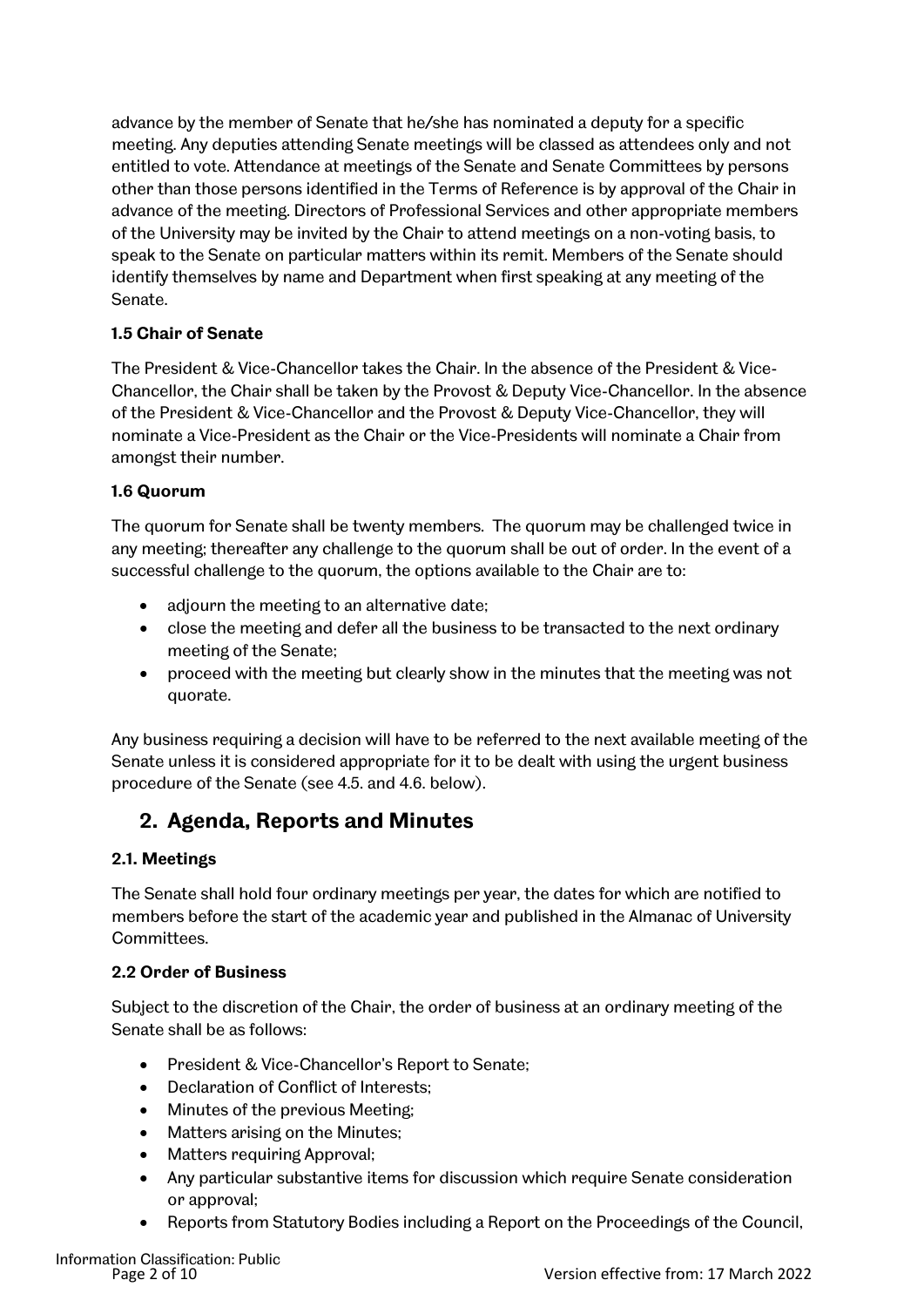advance by the member of Senate that he/she has nominated a deputy for a specific meeting. Any deputies attending Senate meetings will be classed as attendees only and not entitled to vote. Attendance at meetings of the Senate and Senate Committees by persons other than those persons identified in the Terms of Reference is by approval of the Chair in advance of the meeting. Directors of Professional Services and other appropriate members of the University may be invited by the Chair to attend meetings on a non-voting basis, to speak to the Senate on particular matters within its remit. Members of the Senate should identify themselves by name and Department when first speaking at any meeting of the Senate.

### 1.5 Chair of Senate

The President & Vice-Chancellor takes the Chair. In the absence of the President & Vice-Chancellor, the Chair shall be taken by the Provost & Deputy Vice-Chancellor. In the absence of the President & Vice-Chancellor and the Provost & Deputy Vice-Chancellor, they will nominate a Vice-President as the Chair or the Vice-Presidents will nominate a Chair from amongst their number.

### 1.6 Quorum

The quorum for Senate shall be twenty members. The quorum may be challenged twice in any meeting; thereafter any challenge to the quorum shall be out of order. In the event of a successful challenge to the quorum, the options available to the Chair are to:

- adjourn the meeting to an alternative date;
- close the meeting and defer all the business to be transacted to the next ordinary meeting of the Senate;
- proceed with the meeting but clearly show in the minutes that the meeting was not quorate.

Any business requiring a decision will have to be referred to the next available meeting of the Senate unless it is considered appropriate for it to be dealt with using the urgent business procedure of the Senate (see 4.5. and 4.6. below).

## 2. Agenda, Reports and Minutes

### 2.1. Meetings

The Senate shall hold four ordinary meetings per year, the dates for which are notified to members before the start of the academic year and published in the Almanac of University Committees.

### 2.2 Order of Business

Subject to the discretion of the Chair, the order of business at an ordinary meeting of the Senate shall be as follows:

- President & Vice-Chancellor's Report to Senate;
- Declaration of Conflict of Interests;
- Minutes of the previous Meeting;
- Matters arising on the Minutes;
- Matters requiring Approval;
- Any particular substantive items for discussion which require Senate consideration or approval;
- Reports from Statutory Bodies including a Report on the Proceedings of the Council,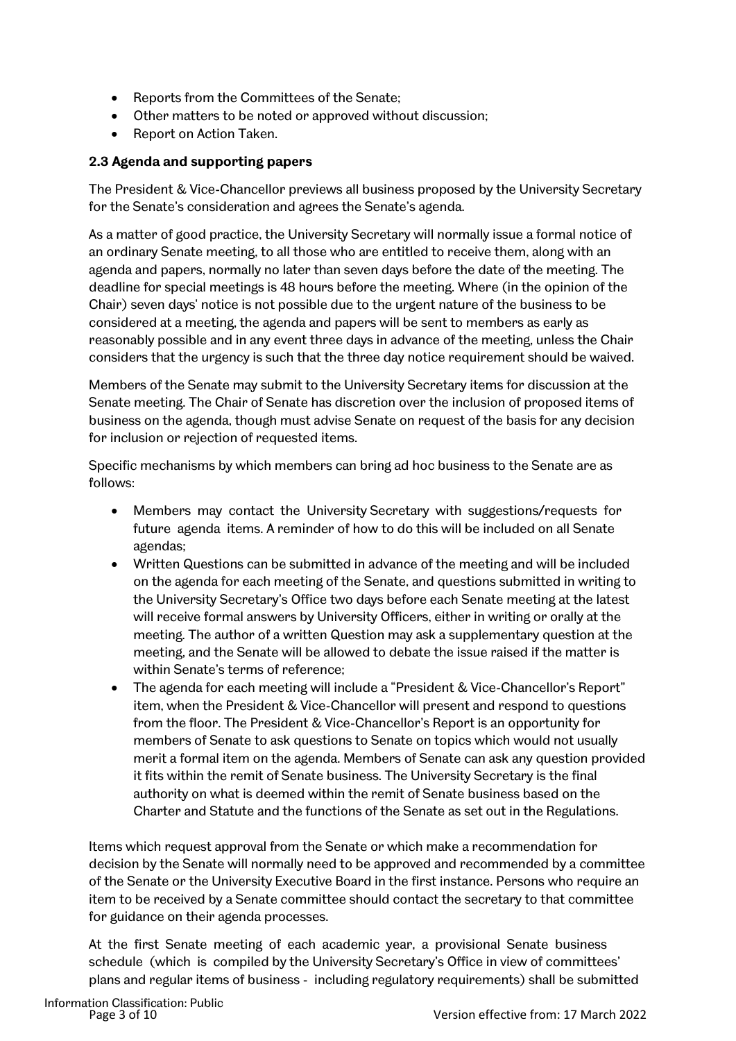- Reports from the Committees of the Senate;
- Other matters to be noted or approved without discussion;
- Report on Action Taken.

### 2.3 Agenda and supporting papers

The President & Vice-Chancellor previews all business proposed by the University Secretary for the Senate's consideration and agrees the Senate's agenda.

As a matter of good practice, the University Secretary will normally issue a formal notice of an ordinary Senate meeting, to all those who are entitled to receive them, along with an agenda and papers, normally no later than seven days before the date of the meeting. The deadline for special meetings is 48 hours before the meeting. Where (in the opinion of the Chair) seven days' notice is not possible due to the urgent nature of the business to be considered at a meeting, the agenda and papers will be sent to members as early as reasonably possible and in any event three days in advance of the meeting, unless the Chair considers that the urgency is such that the three day notice requirement should be waived.

Members of the Senate may submit to the University Secretary items for discussion at the Senate meeting. The Chair of Senate has discretion over the inclusion of proposed items of business on the agenda, though must advise Senate on request of the basis for any decision for inclusion or rejection of requested items.

Specific mechanisms by which members can bring ad hoc business to the Senate are as follows:

- Members may contact the University Secretary with suggestions/requests for future agenda items. A reminder of how to do this will be included on all Senate agendas;
- Written Questions can be submitted in advance of the meeting and will be included on the agenda for each meeting of the Senate, and questions submitted in writing to the University Secretary's Office two days before each Senate meeting at the latest will receive formal answers by University Officers, either in writing or orally at the meeting. The author of a written Question may ask a supplementary question at the meeting, and the Senate will be allowed to debate the issue raised if the matter is within Senate's terms of reference;
- The agenda for each meeting will include a "President & Vice-Chancellor's Report" item, when the President & Vice-Chancellor will present and respond to questions from the floor. The President & Vice-Chancellor's Report is an opportunity for members of Senate to ask questions to Senate on topics which would not usually merit a formal item on the agenda. Members of Senate can ask any question provided it fits within the remit of Senate business. The University Secretary is the final authority on what is deemed within the remit of Senate business based on the Charter and Statute and the functions of the Senate as set out in the Regulations.

Items which request approval from the Senate or which make a recommendation for decision by the Senate will normally need to be approved and recommended by a committee of the Senate or the University Executive Board in the first instance. Persons who require an item to be received by a Senate committee should contact the secretary to that committee for guidance on their agenda processes.

At the first Senate meeting of each academic year, a provisional Senate business schedule (which is compiled by the University Secretary's Office in view of committees' plans and regular items of business - including regulatory requirements) shall be submitted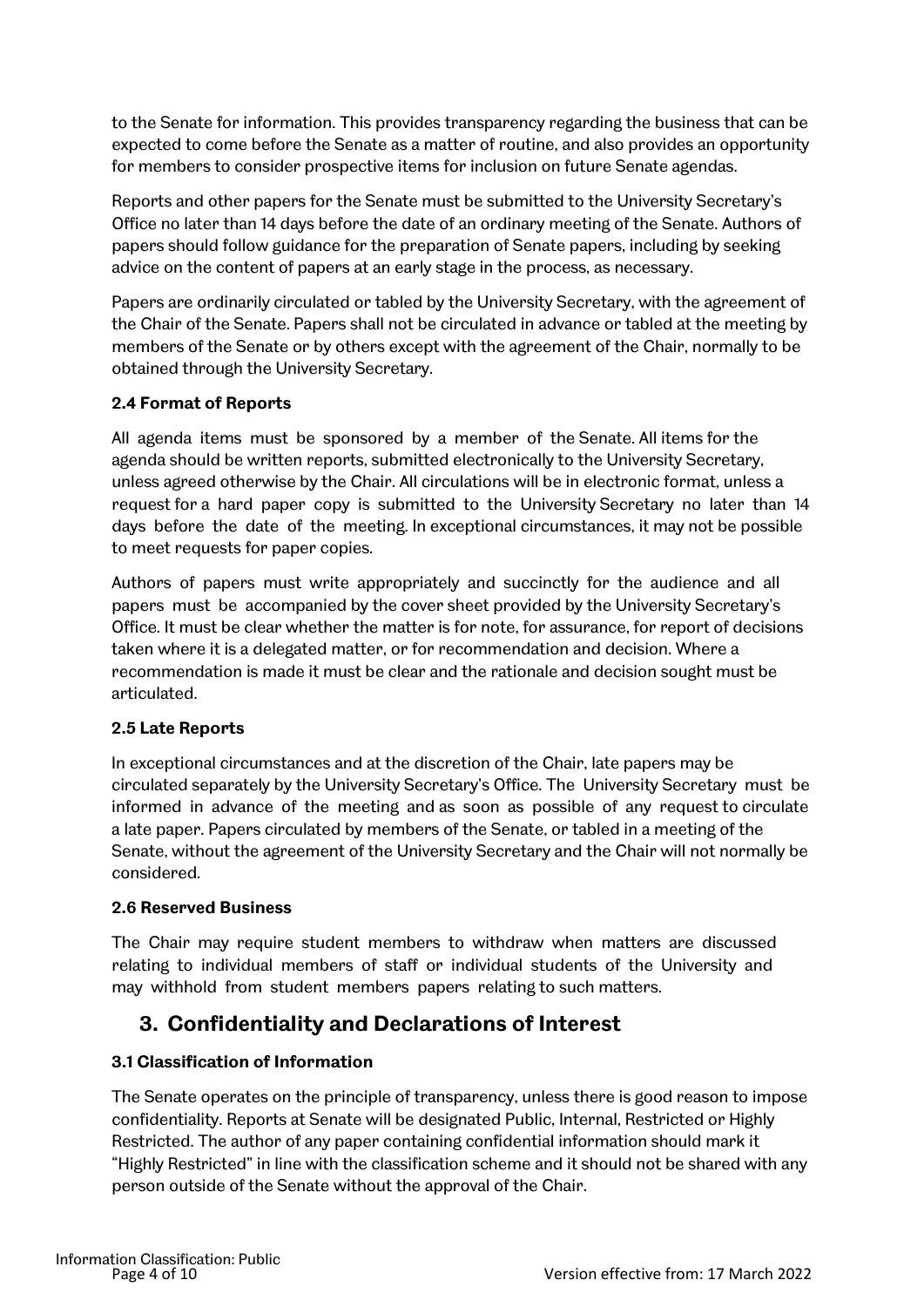to the Senate for information. This provides transparency regarding the business that can be expected to come before the Senate as a matter of routine, and also provides an opportunity for members to consider prospective items for inclusion on future Senate agendas.

Reports and other papers for the Senate must be submitted to the University Secretary's Office no later than 14 days before the date of an ordinary meeting of the Senate. Authors of papers should follow guidance for the preparation of Senate papers, including by seeking advice on the content of papers at an early stage in the process, as necessary.

Papers are ordinarily circulated or tabled by the University Secretary, with the agreement of the Chair of the Senate. Papers shall not be circulated in advance or tabled at the meeting by members of the Senate or by others except with the agreement of the Chair, normally to be obtained through the University Secretary.

### 2.4 Format of Reports

All agenda items must be sponsored by a member of the Senate. All items for the agenda should be written reports, submitted electronically to the University Secretary, unless agreed otherwise by the Chair. All circulations will be in electronic format, unless a request for a hard paper copy is submitted to the University Secretary no later than 14 days before the date of the meeting. In exceptional circumstances, it may not be possible to meet requests for paper copies.

Authors of papers must write appropriately and succinctly for the audience and all papers must be accompanied by the cover sheet provided by the University Secretary's Office. It must be clear whether the matter is for note, for assurance, for report of decisions taken where it is a delegated matter, or for recommendation and decision. Where a recommendation is made it must be clear and the rationale and decision sought must be articulated.

### 2.5 Late Reports

In exceptional circumstances and at the discretion of the Chair, late papers may be circulated separately by the University Secretary's Office. The University Secretary must be informed in advance of the meeting and as soon as possible of any request to circulate a late paper. Papers circulated by members of the Senate, or tabled in a meeting of the Senate, without the agreement of the University Secretary and the Chair will not normally be considered.

### 2.6 Reserved Business

The Chair may require student members to withdraw when matters are discussed relating to individual members of staff or individual students of the University and may withhold from student members papers relating to such matters.

## 3. Confidentiality and Declarations of Interest

### 3.1 Classification of Information

The Senate operates on the principle of transparency, unless there is good reason to impose confidentiality. Reports at Senate will be designated Public, Internal, Restricted or Highly Restricted. The author of any paper containing confidential information should mark it "Highly Restricted" in line with the classification scheme and it should not be shared with any person outside of the Senate without the approval of the Chair.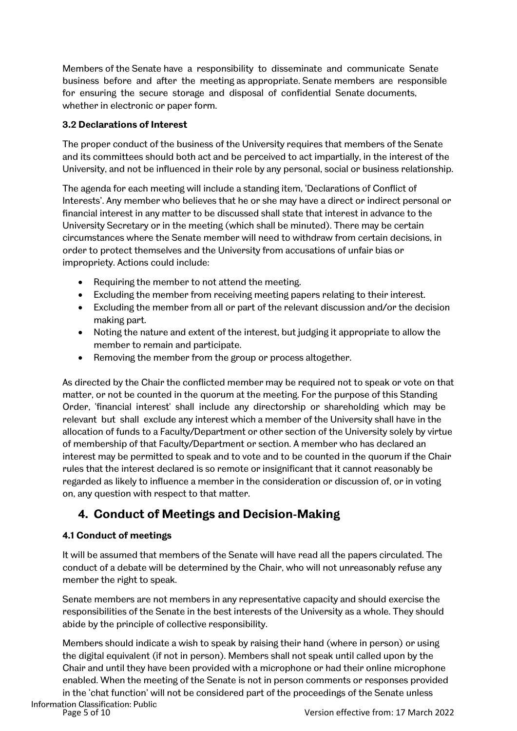Members of the Senate have a responsibility to disseminate and communicate Senate business before and after the meeting as appropriate. Senate members are responsible for ensuring the secure storage and disposal of confidential Senate documents, whether in electronic or paper form.

### 3.2 Declarations of Interest

The proper conduct of the business of the University requires that members of the Senate and its committees should both act and be perceived to act impartially, in the interest of the University, and not be influenced in their role by any personal, social or business relationship.

The agenda for each meeting will include a standing item, 'Declarations of Conflict of Interests'. Any member who believes that he or she may have a direct or indirect personal or financial interest in any matter to be discussed shall state that interest in advance to the University Secretary or in the meeting (which shall be minuted). There may be certain circumstances where the Senate member will need to withdraw from certain decisions, in order to protect themselves and the University from accusations of unfair bias or impropriety. Actions could include:

- Requiring the member to not attend the meeting.
- Excluding the member from receiving meeting papers relating to their interest.
- Excluding the member from all or part of the relevant discussion and/or the decision making part.
- Noting the nature and extent of the interest, but judging it appropriate to allow the member to remain and participate.
- Removing the member from the group or process altogether.

As directed by the Chair the conflicted member may be required not to speak or vote on that matter, or not be counted in the quorum at the meeting. For the purpose of this Standing Order, 'financial interest' shall include any directorship or shareholding which may be relevant but shall exclude any interest which a member of the University shall have in the allocation of funds to a Faculty/Department or other section of the University solely by virtue of membership of that Faculty/Department or section. A member who has declared an interest may be permitted to speak and to vote and to be counted in the quorum if the Chair rules that the interest declared is so remote or insignificant that it cannot reasonably be regarded as likely to influence a member in the consideration or discussion of, or in voting on, any question with respect to that matter.

## 4. Conduct of Meetings and Decision-Making

### 4.1 Conduct of meetings

It will be assumed that members of the Senate will have read all the papers circulated. The conduct of a debate will be determined by the Chair, who will not unreasonably refuse any member the right to speak.

Senate members are not members in any representative capacity and should exercise the responsibilities of the Senate in the best interests of the University as a whole. They should abide by the principle of collective responsibility.

Members should indicate a wish to speak by raising their hand (where in person) or using the digital equivalent (if not in person). Members shall not speak until called upon by the Chair and until they have been provided with a microphone or had their online microphone enabled. When the meeting of the Senate is not in person comments or responses provided in the 'chat function' will not be considered part of the proceedings of the Senate unless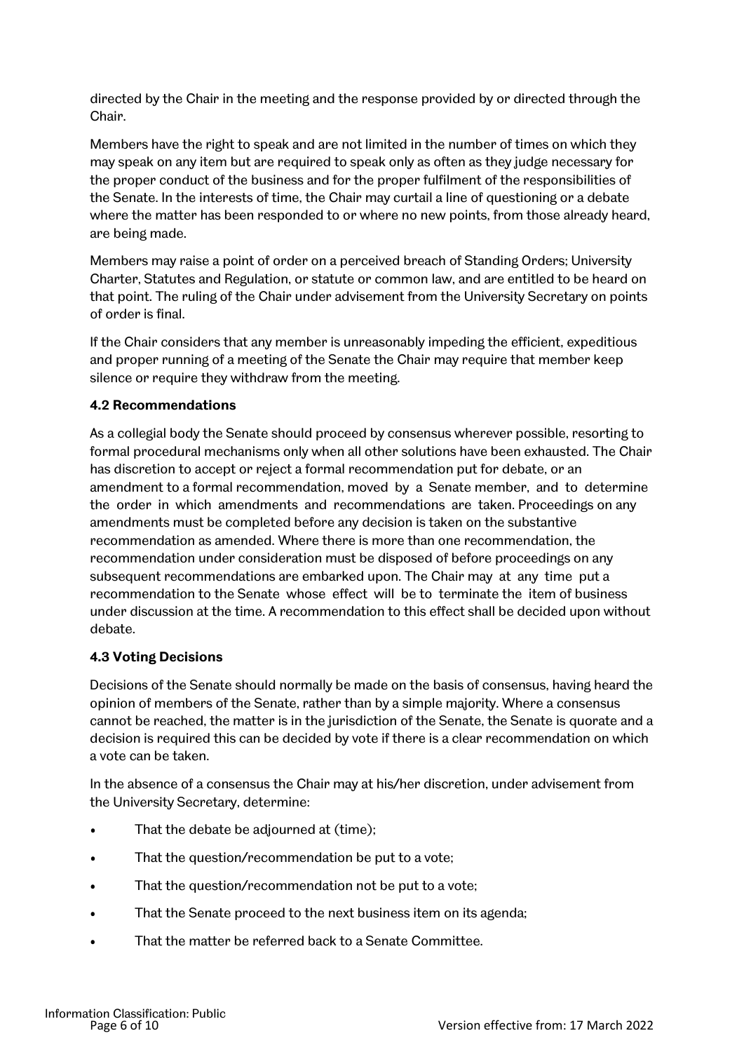directed by the Chair in the meeting and the response provided by or directed through the Chair.

Members have the right to speak and are not limited in the number of times on which they may speak on any item but are required to speak only as often as they judge necessary for the proper conduct of the business and for the proper fulfilment of the responsibilities of the Senate. In the interests of time, the Chair may curtail a line of questioning or a debate where the matter has been responded to or where no new points, from those already heard, are being made.

Members may raise a point of order on a perceived breach of Standing Orders; University Charter, Statutes and Regulation, or statute or common law, and are entitled to be heard on that point. The ruling of the Chair under advisement from the University Secretary on points of order is final.

If the Chair considers that any member is unreasonably impeding the efficient, expeditious and proper running of a meeting of the Senate the Chair may require that member keep silence or require they withdraw from the meeting.

### 4.2 Recommendations

As a collegial body the Senate should proceed by consensus wherever possible, resorting to formal procedural mechanisms only when all other solutions have been exhausted. The Chair has discretion to accept or reject a formal recommendation put for debate, or an amendment to a formal recommendation, moved by a Senate member, and to determine the order in which amendments and recommendations are taken. Proceedings on any amendments must be completed before any decision is taken on the substantive recommendation as amended. Where there is more than one recommendation, the recommendation under consideration must be disposed of before proceedings on any subsequent recommendations are embarked upon. The Chair may at any time put a recommendation to the Senate whose effect will be to terminate the item of business under discussion at the time. A recommendation to this effect shall be decided upon without debate.

### 4.3 Voting Decisions

Decisions of the Senate should normally be made on the basis of consensus, having heard the opinion of members of the Senate, rather than by a simple majority. Where a consensus cannot be reached, the matter is in the jurisdiction of the Senate, the Senate is quorate and a decision is required this can be decided by vote if there is a clear recommendation on which a vote can be taken.

In the absence of a consensus the Chair may at his/her discretion, under advisement from the University Secretary, determine:

- That the debate be adjourned at (time);
- That the question/recommendation be put to a vote;
- That the question/recommendation not be put to a vote;
- That the Senate proceed to the next business item on its agenda;
- That the matter be referred back to a Senate Committee.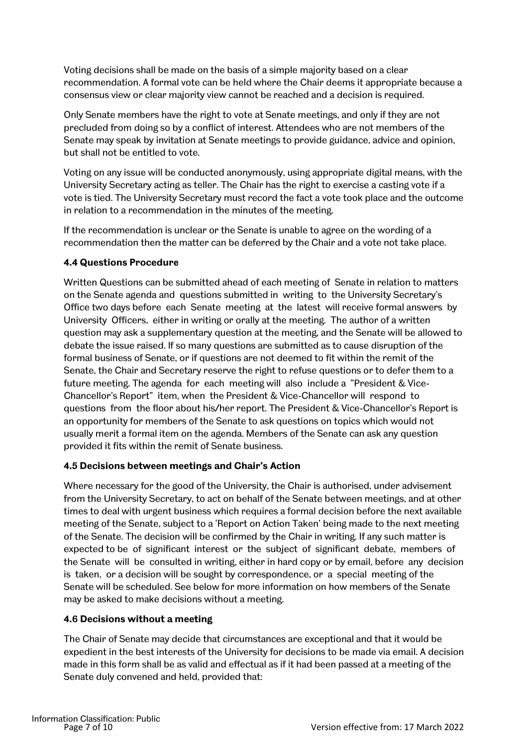Voting decisions shall be made on the basis of a simple majority based on a clear recommendation. A formal vote can be held where the Chair deems it appropriate because a consensus view or clear majority view cannot be reached and a decision is required.

Only Senate members have the right to vote at Senate meetings, and only if they are not precluded from doing so by a conflict of interest. Attendees who are not members of the Senate may speak by invitation at Senate meetings to provide guidance, advice and opinion, but shall not be entitled to vote.

Voting on any issue will be conducted anonymously, using appropriate digital means, with the University Secretary acting as teller. The Chair has the right to exercise a casting vote if a vote is tied. The University Secretary must record the fact a vote took place and the outcome in relation to a recommendation in the minutes of the meeting.

If the recommendation is unclear or the Senate is unable to agree on the wording of a recommendation then the matter can be deferred by the Chair and a vote not take place.

### 4.4 Questions Procedure

Written Questions can be submitted ahead of each meeting of Senate in relation to matters on the Senate agenda and questions submitted in writing to the University Secretary's Office two days before each Senate meeting at the latest will receive formal answers by University Officers, either in writing or orally at the meeting. The author of a written question may ask a supplementary question at the meeting, and the Senate will be allowed to debate the issue raised. If so many questions are submitted as to cause disruption of the formal business of Senate, or if questions are not deemed to fit within the remit of the Senate, the Chair and Secretary reserve the right to refuse questions or to defer them to a future meeting. The agenda for each meeting will also include a "President & Vice-Chancellor's Report" item, when the President & Vice-Chancellor will respond to questions from the floor about his/her report. The President & Vice-Chancellor's Report is an opportunity for members of the Senate to ask questions on topics which would not usually merit a formal item on the agenda. Members of the Senate can ask any question provided it fits within the remit of Senate business.

### 4.5 Decisions between meetings and Chair's Action

Where necessary for the good of the University, the Chair is authorised, under advisement from the University Secretary, to act on behalf of the Senate between meetings, and at other times to deal with urgent business which requires a formal decision before the next available meeting of the Senate, subject to a 'Report on Action Taken' being made to the next meeting of the Senate. The decision will be confirmed by the Chair in writing. If any such matter is expected to be of significant interest or the subject of significant debate, members of the Senate will be consulted in writing, either in hard copy or by email, before any decision is taken, or a decision will be sought by correspondence, or a special meeting of the Senate will be scheduled. See below for more information on how members of the Senate may be asked to make decisions without a meeting.

### 4.6 Decisions without a meeting

The Chair of Senate may decide that circumstances are exceptional and that it would be expedient in the best interests of the University for decisions to be made via email. A decision made in this form shall be as valid and effectual as if it had been passed at a meeting of the Senate duly convened and held, provided that: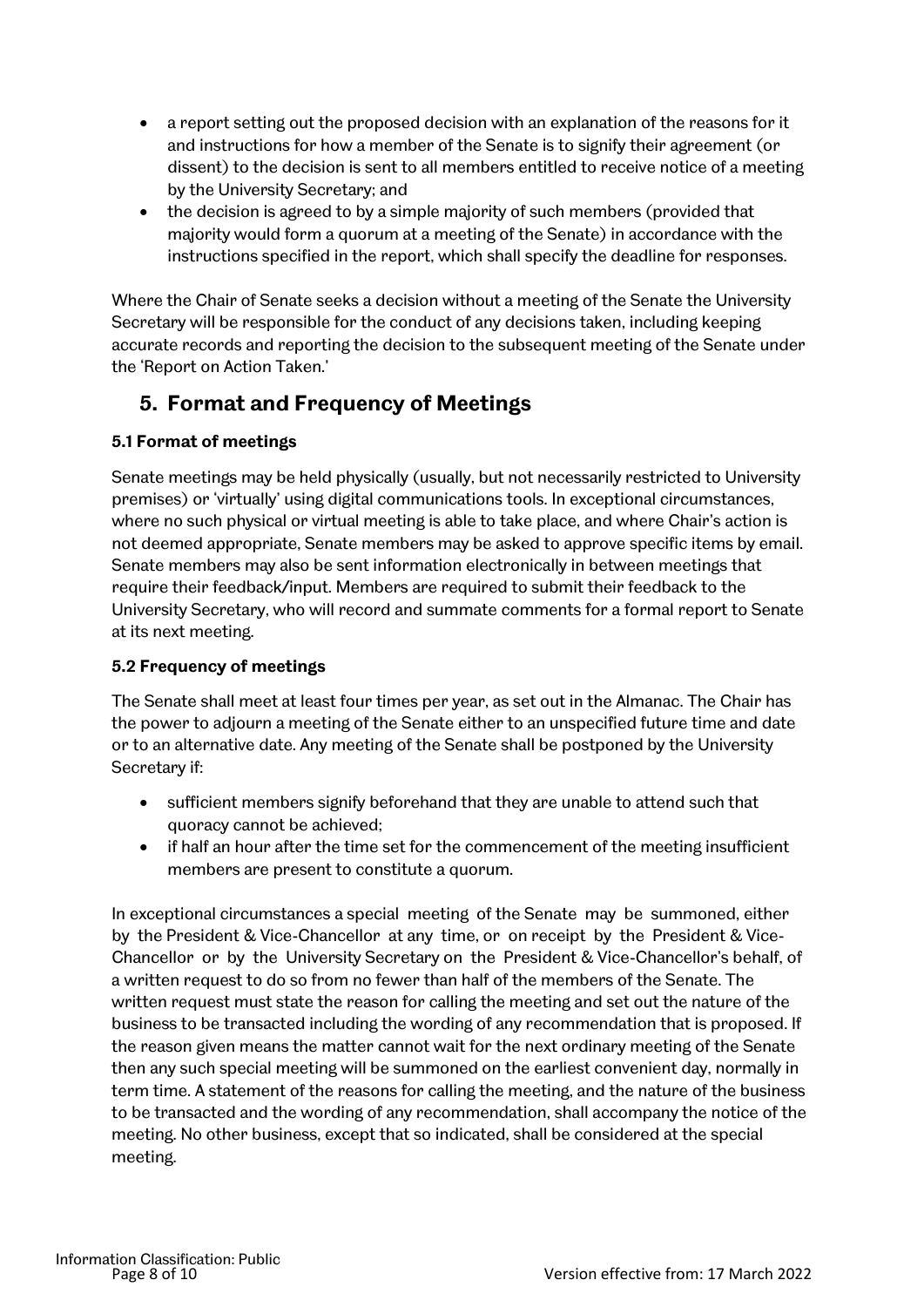- a report setting out the proposed decision with an explanation of the reasons for it and instructions for how a member of the Senate is to signify their agreement (or dissent) to the decision is sent to all members entitled to receive notice of a meeting by the University Secretary; and
- the decision is agreed to by a simple majority of such members (provided that majority would form a quorum at a meeting of the Senate) in accordance with the instructions specified in the report, which shall specify the deadline for responses.

Where the Chair of Senate seeks a decision without a meeting of the Senate the University Secretary will be responsible for the conduct of any decisions taken, including keeping accurate records and reporting the decision to the subsequent meeting of the Senate under the 'Report on Action Taken.'

## 5. Format and Frequency of Meetings

### 5.1 Format of meetings

Senate meetings may be held physically (usually, but not necessarily restricted to University premises) or 'virtually' using digital communications tools. In exceptional circumstances, where no such physical or virtual meeting is able to take place, and where Chair's action is not deemed appropriate, Senate members may be asked to approve specific items by email. Senate members may also be sent information electronically in between meetings that require their feedback/input. Members are required to submit their feedback to the University Secretary, who will record and summate comments for a formal report to Senate at its next meeting.

### 5.2 Frequency of meetings

The Senate shall meet at least four times per year, as set out in the Almanac. The Chair has the power to adjourn a meeting of the Senate either to an unspecified future time and date or to an alternative date. Any meeting of the Senate shall be postponed by the University Secretary if:

- sufficient members signify beforehand that they are unable to attend such that quoracy cannot be achieved;
- if half an hour after the time set for the commencement of the meeting insufficient members are present to constitute a quorum.

In exceptional circumstances a special meeting of the Senate may be summoned, either by the President & Vice-Chancellor at any time, or on receipt by the President & Vice-Chancellor or by the University Secretary on the President & Vice-Chancellor's behalf, of a written request to do so from no fewer than half of the members of the Senate. The written request must state the reason for calling the meeting and set out the nature of the business to be transacted including the wording of any recommendation that is proposed. If the reason given means the matter cannot wait for the next ordinary meeting of the Senate then any such special meeting will be summoned on the earliest convenient day, normally in term time. A statement of the reasons for calling the meeting, and the nature of the business to be transacted and the wording of any recommendation, shall accompany the notice of the meeting. No other business, except that so indicated, shall be considered at the special meeting.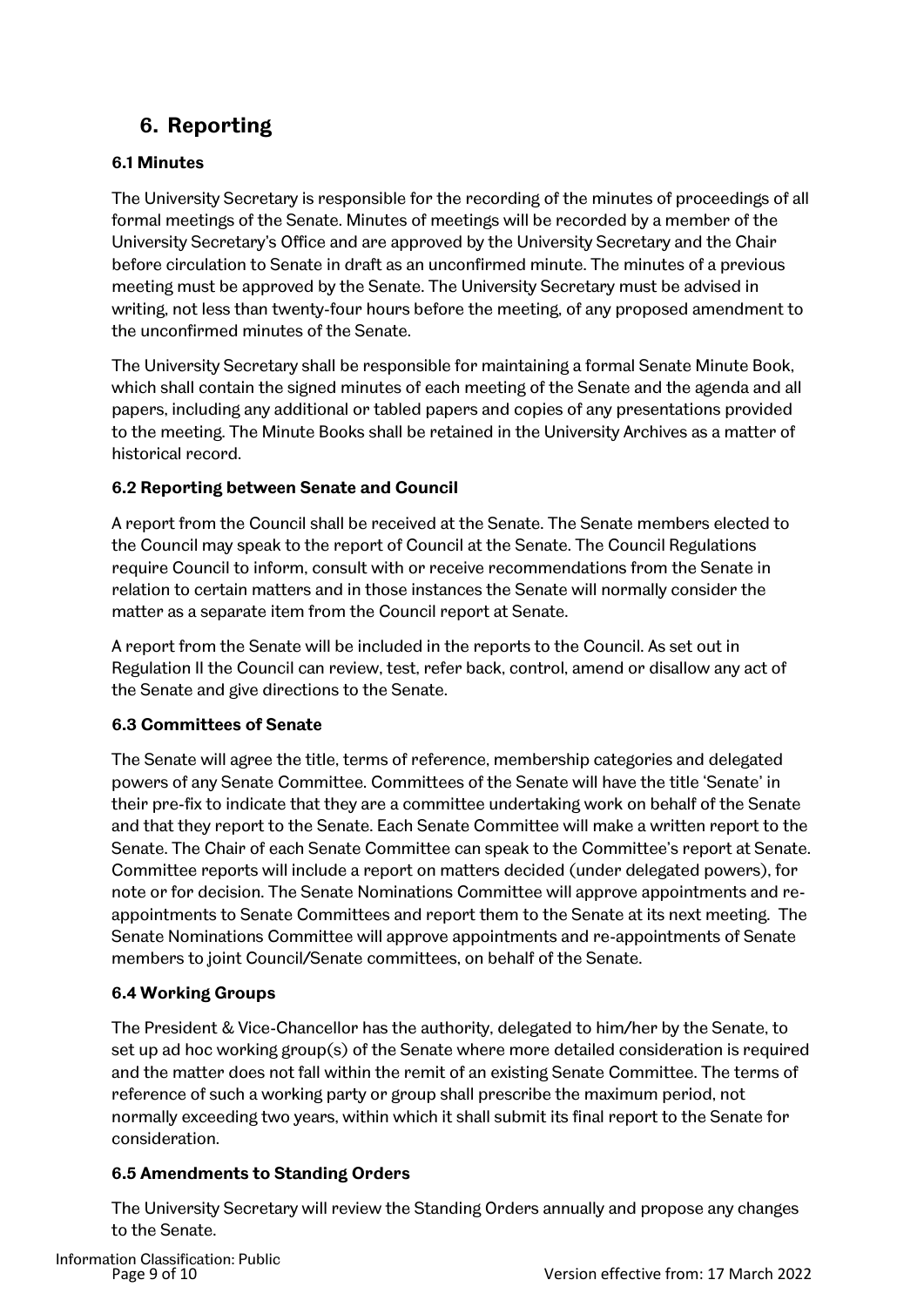# 6. Reporting

### 6.1 Minutes

The University Secretary is responsible for the recording of the minutes of proceedings of all formal meetings of the Senate. Minutes of meetings will be recorded by a member of the University Secretary's Office and are approved by the University Secretary and the Chair before circulation to Senate in draft as an unconfirmed minute. The minutes of a previous meeting must be approved by the Senate. The University Secretary must be advised in writing, not less than twenty-four hours before the meeting, of any proposed amendment to the unconfirmed minutes of the Senate.

The University Secretary shall be responsible for maintaining a formal Senate Minute Book, which shall contain the signed minutes of each meeting of the Senate and the agenda and all papers, including any additional or tabled papers and copies of any presentations provided to the meeting. The Minute Books shall be retained in the University Archives as a matter of historical record.

### 6.2 Reporting between Senate and Council

A report from the Council shall be received at the Senate. The Senate members elected to the Council may speak to the report of Council at the Senate. The Council Regulations require Council to inform, consult with or receive recommendations from the Senate in relation to certain matters and in those instances the Senate will normally consider the matter as a separate item from the Council report at Senate.

A report from the Senate will be included in the reports to the Council. As set out in Regulation II the Council can review, test, refer back, control, amend or disallow any act of the Senate and give directions to the Senate.

### 6.3 Committees of Senate

The Senate will agree the title, terms of reference, membership categories and delegated powers of any Senate Committee. Committees of the Senate will have the title 'Senate' in their pre-fix to indicate that they are a committee undertaking work on behalf of the Senate and that they report to the Senate. Each Senate Committee will make a written report to the Senate. The Chair of each Senate Committee can speak to the Committee's report at Senate. Committee reports will include a report on matters decided (under delegated powers), for note or for decision. The Senate Nominations Committee will approve appointments and re-appointments to Senate Committees and report them to the Senate at its next meeting. The Senate Nominations Committee will approve appointments and re-appointments of Senate members to joint Council/Senate committees, on behalf of the Senate.

### 6.4 Working Groups

The President & Vice-Chancellor has the authority, delegated to him/her by the Senate, to set up ad hoc working group(s) of the Senate where more detailed consideration is required and the matter does not fall within the remit of an existing Senate Committee. The terms of reference of such a working party or group shall prescribe the maximum period, not normally exceeding two years, within which it shall submit its final report to the Senate for consideration.

### 6.5 Amendments to Standing Orders

The University Secretary will review the Standing Orders annually and propose any changes to the Senate.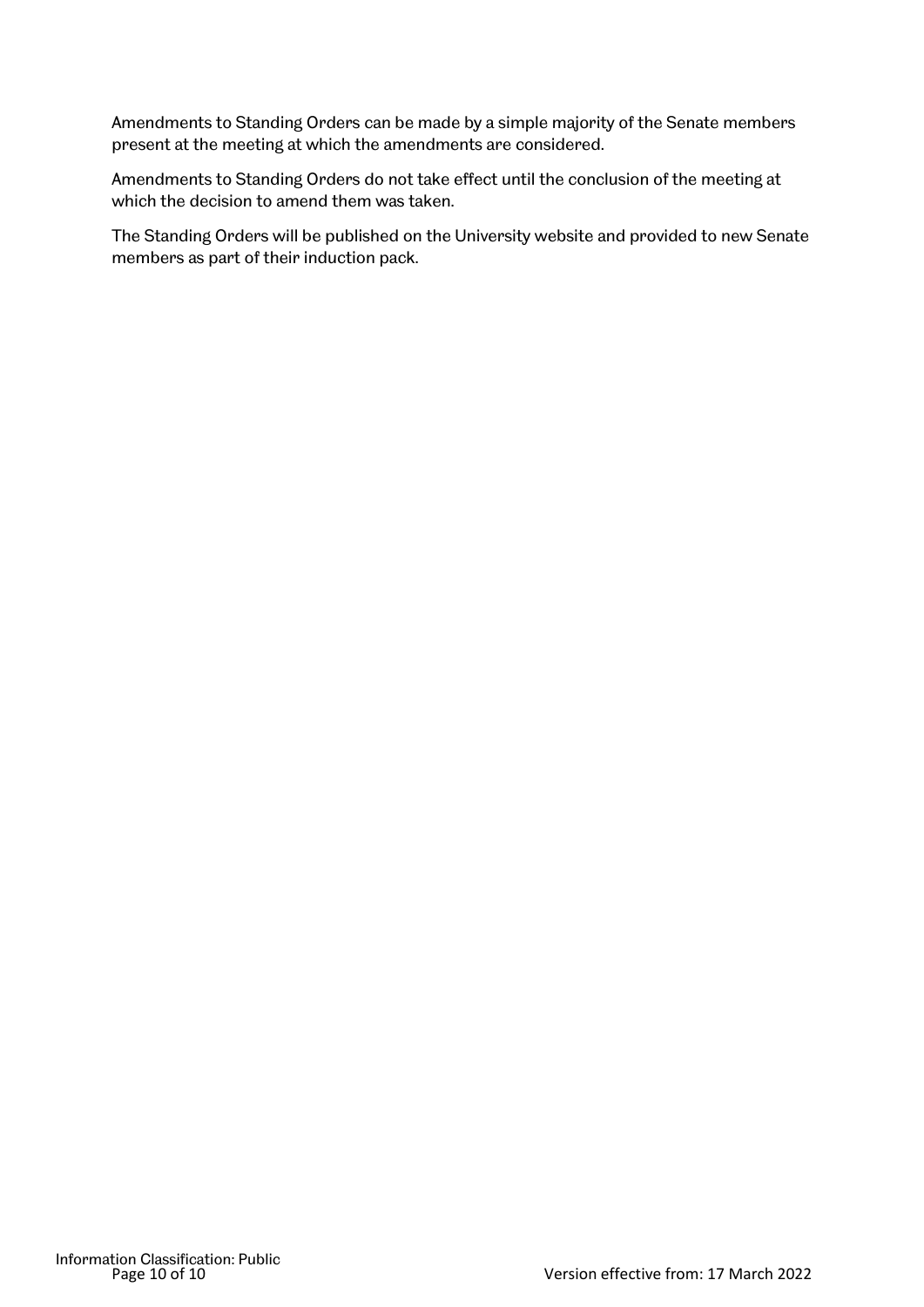Amendments to Standing Orders can be made by a simple majority of the Senate members present at the meeting at which the amendments are considered.

Amendments to Standing Orders do not take effect until the conclusion of the meeting at which the decision to amend them was taken.

The Standing Orders will be published on the University website and provided to new Senate members as part of their induction pack.